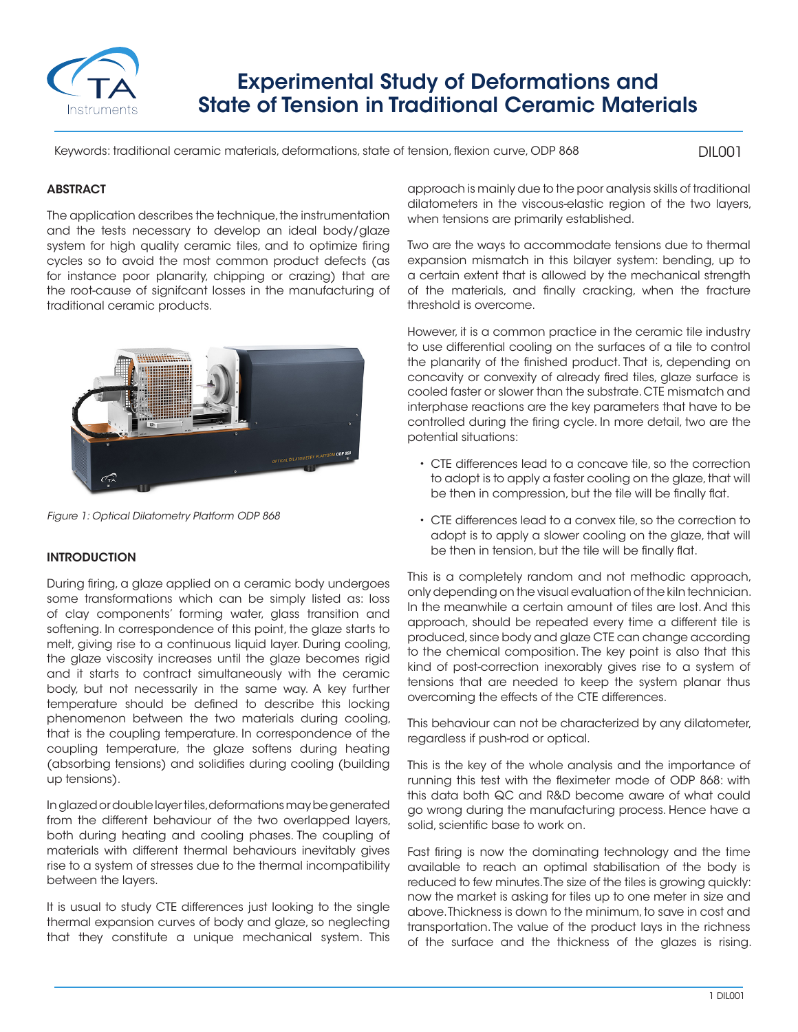# Experimental Study of Deformations and State of Tension in Traditional Ceramic Materials

Keywords: traditional ceramic materials, deformations, state of tension, flexion curve, ODP 868

DIL001

## ABSTRACT

The application describes the technique, the instrumentation and the tests necessary to develop an ideal body/glaze system for high quality ceramic tiles, and to optimize firing cycles so to avoid the most common product defects (as for instance poor planarity, chipping or crazing) that are the root-cause of signifcant losses in the manufacturing of traditional ceramic products.

*Figure 1: Optical Dilatometry Platform ODP 868*

## INTRODUCTION

During firing, a glaze applied on a ceramic body undergoes some transformations which can be simply listed as: loss of clay components' forming water, glass transition and softening. In correspondence of this point, the glaze starts to melt, giving rise to a continuous liquid layer. During cooling, the glaze viscosity increases until the glaze becomes rigid and it starts to contract simultaneously with the ceramic body, but not necessarily in the same way. A key further temperature should be defined to describe this locking phenomenon between the two materials during cooling, that is the coupling temperature. In correspondence of the coupling temperature, the glaze softens during heating (absorbing tensions) and solidifies during cooling (building up tensions).

In glazed or double layer tiles, deformations may be generated from the different behaviour of the two overlapped layers, both during heating and cooling phases. The coupling of materials with different thermal behaviours inevitably gives rise to a system of stresses due to the thermal incompatibility between the layers.

It is usual to study CTE differences just looking to the single thermal expansion curves of body and glaze, so neglecting that they constitute a unique mechanical system. This approach is mainly due to the poor analysis skills of traditional dilatometers in the viscous-elastic region of the two layers, when tensions are primarily established.

Two are the ways to accommodate tensions due to thermal expansion mismatch in this bilayer system: bending, up to a certain extent that is allowed by the mechanical strength of the materials, and finally cracking, when the fracture threshold is overcome.

However, it is a common practice in the ceramic tile industry to use differential cooling on the surfaces of a tile to control the planarity of the finished product. That is, depending on concavity or convexity of already fired tiles, glaze surface is cooled faster or slower than the substrate. CTE mismatch and interphase reactions are the key parameters that have to be controlled during the firing cycle. In more detail, two are the potential situations:

- CTE differences lead to a concave tile, so the correction to adopt is to apply a faster cooling on the glaze, that will be then in compression, but the tile will be finally flat.
- CTE differences lead to a convex tile, so the correction to adopt is to apply a slower cooling on the glaze, that will be then in tension, but the tile will be finally flat.

This is a completely random and not methodic approach, only depending on the visual evaluation of the kiln technician. In the meanwhile a certain amount of tiles are lost. And this approach, should be repeated every time a different tile is produced, since body and glaze CTE can change according to the chemical composition. The key point is also that this kind of post-correction inexorably gives rise to a system of tensions that are needed to keep the system planar thus overcoming the effects of the CTE differences.

This behaviour can not be characterized by any dilatometer, regardless if push-rod or optical.

This is the key of the whole analysis and the importance of running this test with the fleximeter mode of ODP 868: with this data both QC and R&D become aware of what could go wrong during the manufacturing process. Hence have a solid, scientific base to work on.

Fast firing is now the dominating technology and the time available to reach an optimal stabilisation of the body is reduced to few minutes. The size of the tiles is growing quickly: now the market is asking for tiles up to one meter in size and above. Thickness is down to the minimum, to save in cost and transportation. The value of the product lays in the richness of the surface and the thickness of the glazes is rising.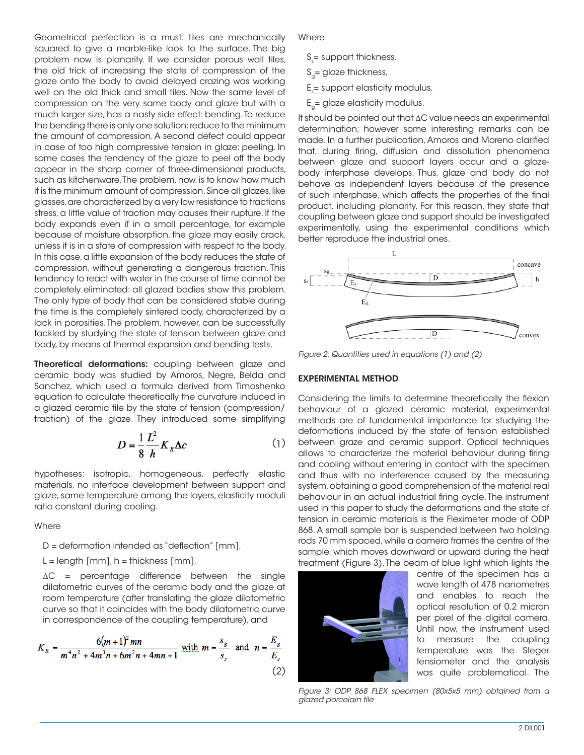Geometrical perfection is a must: tiles are mechanically squared to give a marble-like look to the surface. The big problem now is planarity. If we consider porous wall tiles, the old trick of increasing the state of compression of the glaze onto the body to avoid delayed crazing was working well on the old thick and small tiles. Now the same level of compression on the very same body and glaze but with a much larger size, has a nasty side effect: bending. To reduce the bending there is only one solution: reduce to the minimum the amount of compression. A second defect could appear in case of too high compressive tension in glaze: peeling. In some cases the tendency of the glaze to peel off the body appear in the sharp corner of three-dimensional products, such as kitchenware. The problem, now, is to know how much it is the minimum amount of compression. Since all glazes, like glasses, are characterized by a very low resistance to tractions stress, a little value of traction may causes their rupture. If the body expands even if in a small percentage, for example because of moisture absorption, the glaze may easily crack, unless it is in a state of compression with respect to the body. In this case, a little expansion of the body reduces the state of compression, without generating a dangerous traction. This tendency to react with water in the course of time cannot be completely eliminated: all glazed bodies show this problem. The only type of body that can be considered stable during the time is the completely sintered body, characterized by a lack in porosities. The problem, however, can be successfully tackled by studying the state of tension between glaze and body, by means of thermal expansion and bending tests.

**Theoretical deformations:** coupling between glaze and ceramic body was studied by Amoros, Negre, Belda and Sanchez, which used a formula derived from Timoshenko equation to calculate theoretically the curvature induced in a glazed ceramic tile by the state of tension (compression/traction) of the glaze. They introduced some simplifying

$$D = \frac{1}{8}\frac{L^2}{h}K_R \Delta c \qquad (1)$$

hypotheses: isotropic, homogeneous, perfectly elastic materials, no interface development between support and glaze, same temperature among the layers, elasticity moduli ratio constant during cooling.

Where

D = deformation intended as "deflection" [mm],

L = length [mm], h = thickness [mm],

ΔC = percentage difference between the single dilatometric curves of the ceramic body and the glaze at room temperature (after translating the glaze dilatometric curve so that it coincides with the body dilatometric curve in correspondence of the coupling temperature), and

$$K_R = \frac{6(m+1)^2 mn}{m^4 n^2 + 4m^3 n + 6m^2 n + 4mn + 1} \text{ with } m = \frac{s_g}{s_s} \text{ and } n = \frac{E_g}{E_s} \qquad (2)$$

Where

$S_s$= support thickness,

$S_g$= glaze thickness,

$E_s$= support elasticity modulus,

$E_g$= glaze elasticity modulus.

It should be pointed out that ΔC value needs an experimental determination; however some interesting remarks can be made. In a further publication, Amoros and Moreno clarified that, during firing, diffusion and dissolution phenomena between glaze and support layers occur and a glaze-body interphase develops. Thus, glaze and body do not behave as independent layers because of the presence of such interphase, which affects the properties of the final product, including planarity. For this reason, they state that coupling between glaze and support should be investigated experimentally, using the experimental conditions which better reproduce the industrial ones.

*Figure 2: Quantities used in equations (1) and (2)*

## EXPERIMENTAL METHOD

Considering the limits to determine theoretically the flexion behaviour of a glazed ceramic material, experimental methods are of fundamental importance for studying the deformations induced by the state of tension established between graze and ceramic support. Optical techniques allows to characterize the material behaviour during firing and cooling without entering in contact with the specimen and thus with no interference caused by the measuring system, obtaining a good comprehension of the material real behaviour in an actual industrial firing cycle. The instrument used in this paper to study the deformations and the state of tension in ceramic materials is the Fleximeter mode of ODP 868. A small sample bar is suspended between two holding rods 70 mm spaced, while a camera frames the centre of the sample, which moves downward or upward during the heat treatment (Figure 3). The beam of blue light which lights the centre of the specimen has a wave length of 478 nanometres and enables to reach the optical resolution of 0,2 micron per pixel of the digital camera. Until now, the instrument used to measure the coupling temperature was the Steger tensiometer and the analysis was quite problematical. The

*Figure 3: ODP 868 FLEX specimen (80x5x5 mm) obtained from a glazed porcelain tile*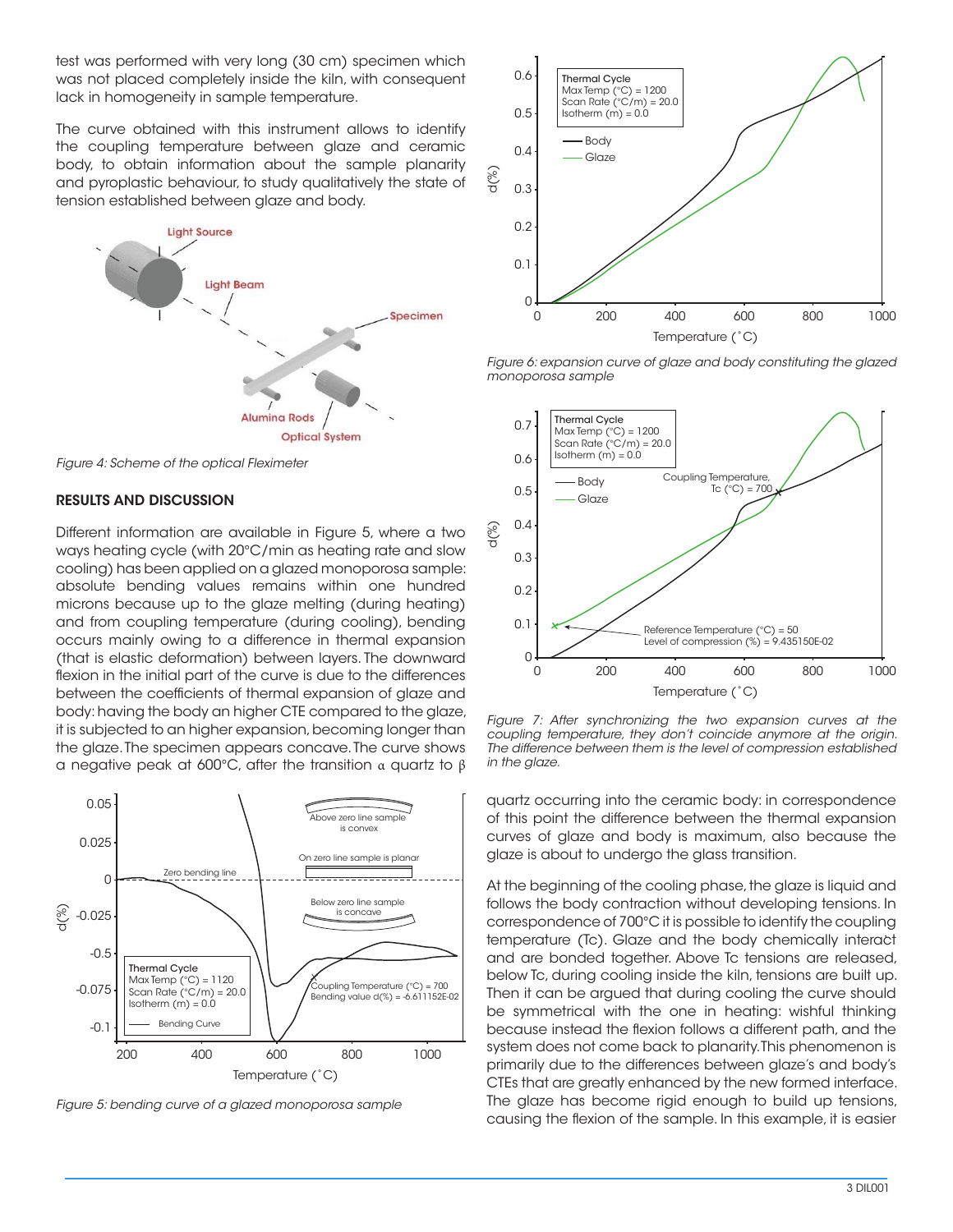test was performed with very long (30 cm) specimen which was not placed completely inside the kiln, with consequent lack in homogeneity in sample temperature.

The curve obtained with this instrument allows to identify the coupling temperature between glaze and ceramic body, to obtain information about the sample planarity and pyroplastic behaviour, to study qualitatively the state of tension established between glaze and body.

*Figure 4: Scheme of the optical Fleximeter*

## RESULTS AND DISCUSSION

Different information are available in Figure 5, where a two ways heating cycle (with 20°C/min as heating rate and slow cooling) has been applied on a glazed monoporosa sample: absolute bending values remains within one hundred microns because up to the glaze melting (during heating) and from coupling temperature (during cooling), bending occurs mainly owing to a difference in thermal expansion (that is elastic deformation) between layers. The downward flexion in the initial part of the curve is due to the differences between the coefficients of thermal expansion of glaze and body: having the body an higher CTE compared to the glaze, it is subjected to an higher expansion, becoming longer than the glaze. The specimen appears concave. The curve shows a negative peak at 600°C, after the transition α quartz to β quartz occurring into the ceramic body: in correspondence of this point the difference between the thermal expansion curves of glaze and body is maximum, also because the glaze is about to undergo the glass transition.

*Figure 5: bending curve of a glazed monoporosa sample*

*Figure 6: expansion curve of glaze and body constituting the glazed monoporosa sample*

*Figure 7: After synchronizing the two expansion curves at the coupling temperature, they don't coincide anymore at the origin. The difference between them is the level of compression established in the glaze.*

At the beginning of the cooling phase, the glaze is liquid and follows the body contraction without developing tensions. In correspondence of 700°C it is possible to identify the coupling temperature (Tc). Glaze and the body chemically interact and are bonded together. Above Tc tensions are released, below Tc, during cooling inside the kiln, tensions are built up. Then it can be argued that during cooling the curve should be symmetrical with the one in heating: wishful thinking because instead the flexion follows a different path, and the system does not come back to planarity. This phenomenon is primarily due to the differences between glaze's and body's CTEs that are greatly enhanced by the new formed interface. The glaze has become rigid enough to build up tensions, causing the flexion of the sample. In this example, it is easier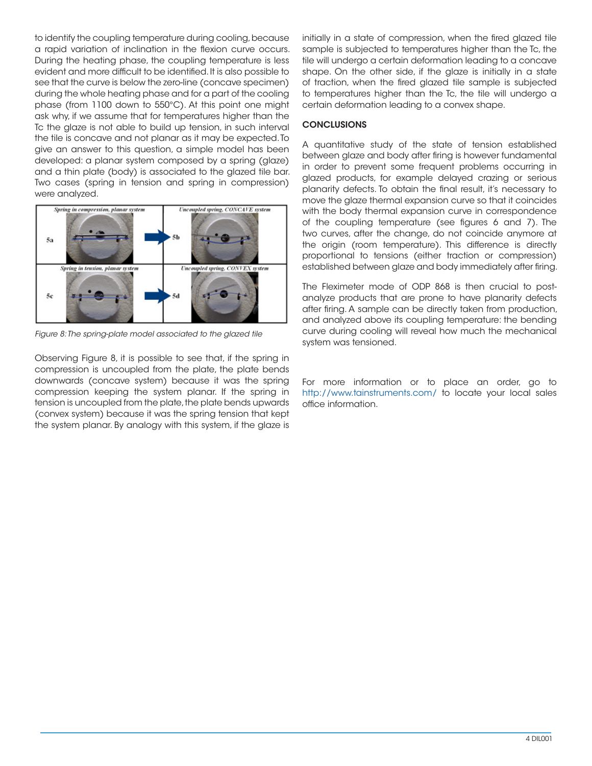to identify the coupling temperature during cooling, because a rapid variation of inclination in the flexion curve occurs. During the heating phase, the coupling temperature is less evident and more difficult to be identified. It is also possible to see that the curve is below the zero-line (concave specimen) during the whole heating phase and for a part of the cooling phase (from 1100 down to 550°C). At this point one might ask why, if we assume that for temperatures higher than the Tc the glaze is not able to build up tension, in such interval the tile is concave and not planar as it may be expected. To give an answer to this question, a simple model has been developed: a planar system composed by a spring (glaze) and a thin plate (body) is associated to the glazed tile bar. Two cases (spring in tension and spring in compression) were analyzed.

5a

Spring in compression, planar system

5b

Uncoupled spring, CONCAVE system

5c

Spring in tension, planar system

5d

Uncoupled spring, CONVEX system

*Figure 8: The spring-plate model associated to the glazed tile*

Observing Figure 8, it is possible to see that, if the spring in compression is uncoupled from the plate, the plate bends downwards (concave system) because it was the spring compression keeping the system planar. If the spring in tension is uncoupled from the plate, the plate bends upwards (convex system) because it was the spring tension that kept the system planar. By analogy with this system, if the glaze is initially in a state of compression, when the fired glazed tile sample is subjected to temperatures higher than the Tc, the tile will undergo a certain deformation leading to a concave shape. On the other side, if the glaze is initially in a state of traction, when the fired glazed tile sample is subjected to temperatures higher than the Tc, the tile will undergo a certain deformation leading to a convex shape.

## CONCLUSIONS

A quantitative study of the state of tension established between glaze and body after firing is however fundamental in order to prevent some frequent problems occurring in glazed products, for example delayed crazing or serious planarity defects. To obtain the final result, it's necessary to move the glaze thermal expansion curve so that it coincides with the body thermal expansion curve in correspondence of the coupling temperature (see figures 6 and 7). The two curves, after the change, do not coincide anymore at the origin (room temperature). This difference is directly proportional to tensions (either traction or compression) established between glaze and body immediately after firing.

The Fleximeter mode of ODP 868 is then crucial to post-analyze products that are prone to have planarity defects after firing. A sample can be directly taken from production, and analyzed above its coupling temperature: the bending curve during cooling will reveal how much the mechanical system was tensioned.

For more information or to place an order, go to http://www.tainstruments.com/ to locate your local sales office information.